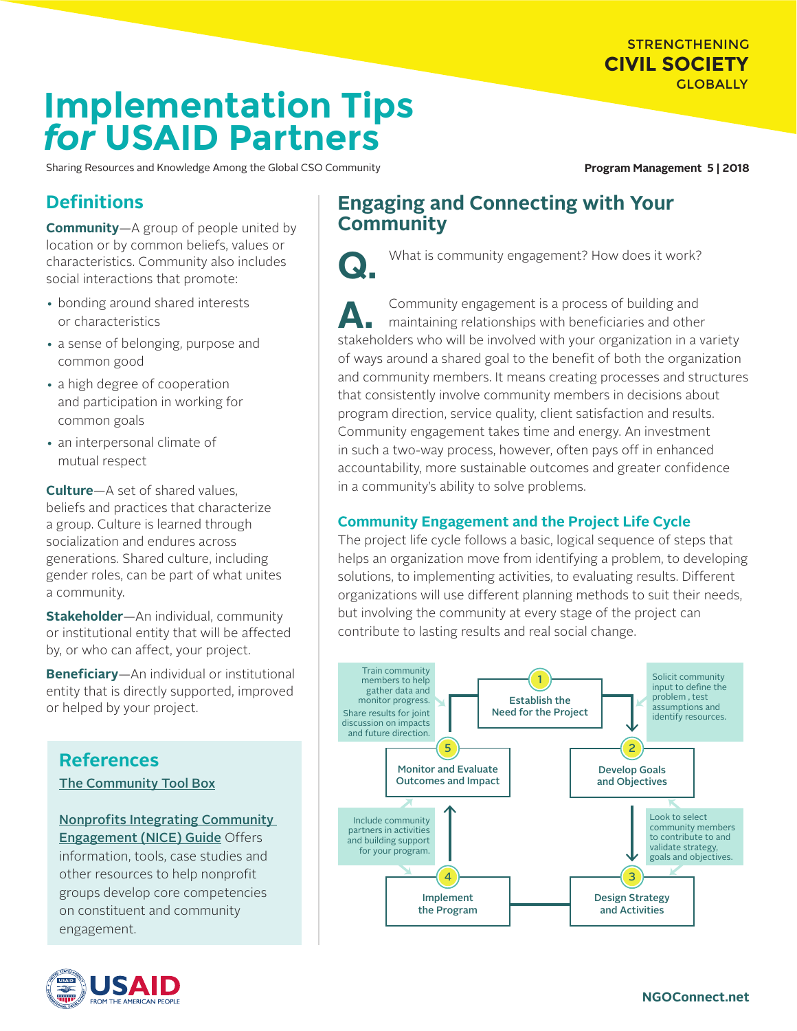STRENGTHENING
CIVIL SOCIETY
GLOBALLY

# Implementation Tips *for* USAID Partners

Sharing Resources and Knowledge Among the Global CSO Community

**Program Management 5 | 2018**

## Definitions

**Community**—A group of people united by location or by common beliefs, values or characteristics. Community also includes social interactions that promote:

- bonding around shared interests or characteristics
- a sense of belonging, purpose and common good
- a high degree of cooperation and participation in working for common goals
- an interpersonal climate of mutual respect

**Culture**—A set of shared values, beliefs and practices that characterize a group. Culture is learned through socialization and endures across generations. Shared culture, including gender roles, can be part of what unites a community.

**Stakeholder**—An individual, community or institutional entity that will be affected by, or who can affect, your project.

**Beneficiary**—An individual or institutional entity that is directly supported, improved or helped by your project.

## References

The Community Tool Box

Nonprofits Integrating Community Engagement (NICE) Guide Offers information, tools, case studies and other resources to help nonprofit groups develop core competencies on constituent and community engagement.

## Engaging and Connecting with Your Community

**Q.** What is community engagement? How does it work?

**A.** Community engagement is a process of building and maintaining relationships with beneficiaries and other stakeholders who will be involved with your organization in a variety of ways around a shared goal to the benefit of both the organization and community members. It means creating processes and structures that consistently involve community members in decisions about program direction, service quality, client satisfaction and results. Community engagement takes time and energy. An investment in such a two-way process, however, often pays off in enhanced accountability, more sustainable outcomes and greater confidence in a community's ability to solve problems.

### Community Engagement and the Project Life Cycle

The project life cycle follows a basic, logical sequence of steps that helps an organization move from identifying a problem, to developing solutions, to implementing activities, to evaluating results. Different organizations will use different planning methods to suit their needs, but involving the community at every stage of the project can contribute to lasting results and real social change.

1. **Establish the Need for the Project** — Solicit community input to define the problem , test assumptions and identify resources.
2. **Develop Goals and Objectives** — Look to select community members to contribute to and validate strategy, goals and objectives.
3. **Design Strategy and Activities**
4. **Implement the Program** — Include community partners in activities and building support for your program.
5. **Monitor and Evaluate Outcomes and Impact** — Train community members to help gather data and monitor progress. Share results for joint discussion on impacts and future direction.

USAID FROM THE AMERICAN PEOPLE

NGOConnect.net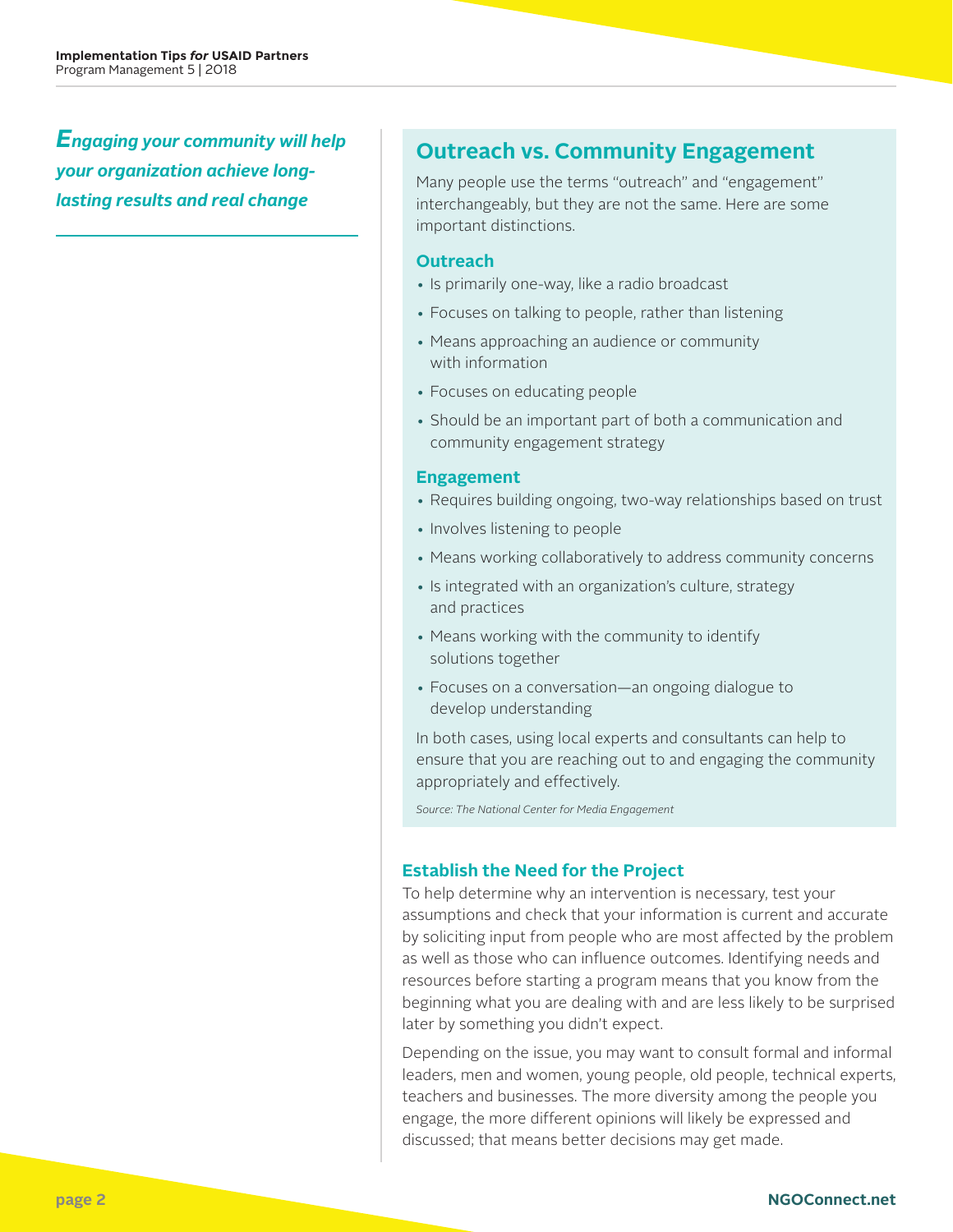*Engaging your community will help your organization achieve long-lasting results and real change*

## Outreach vs. Community Engagement

Many people use the terms "outreach" and "engagement" interchangeably, but they are not the same. Here are some important distinctions.

### Outreach

- Is primarily one-way, like a radio broadcast
- Focuses on talking to people, rather than listening
- Means approaching an audience or community with information
- Focuses on educating people
- Should be an important part of both a communication and community engagement strategy

### Engagement

- Requires building ongoing, two-way relationships based on trust
- Involves listening to people
- Means working collaboratively to address community concerns
- Is integrated with an organization's culture, strategy and practices
- Means working with the community to identify solutions together
- Focuses on a conversation—an ongoing dialogue to develop understanding

In both cases, using local experts and consultants can help to ensure that you are reaching out to and engaging the community appropriately and effectively.

*Source: The National Center for Media Engagement*

### Establish the Need for the Project

To help determine why an intervention is necessary, test your assumptions and check that your information is current and accurate by soliciting input from people who are most affected by the problem as well as those who can influence outcomes. Identifying needs and resources before starting a program means that you know from the beginning what you are dealing with and are less likely to be surprised later by something you didn't expect.

Depending on the issue, you may want to consult formal and informal leaders, men and women, young people, old people, technical experts, teachers and businesses. The more diversity among the people you engage, the more different opinions will likely be expressed and discussed; that means better decisions may get made.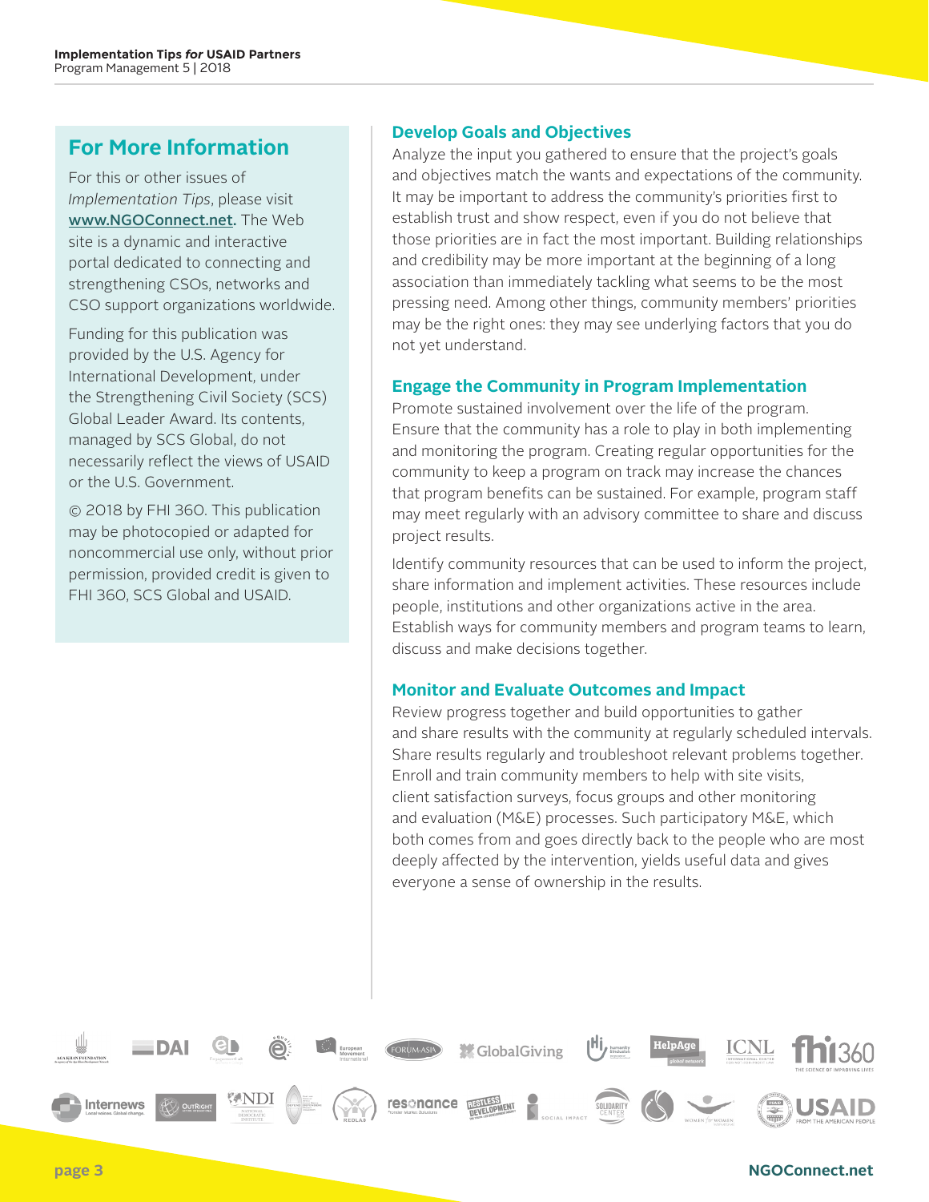## For More Information

For this or other issues of *Implementation Tips*, please visit **www.NGOConnect.net**. The Web site is a dynamic and interactive portal dedicated to connecting and strengthening CSOs, networks and CSO support organizations worldwide.

Funding for this publication was provided by the U.S. Agency for International Development, under the Strengthening Civil Society (SCS) Global Leader Award. Its contents, managed by SCS Global, do not necessarily reflect the views of USAID or the U.S. Government.

© 2018 by FHI 360. This publication may be photocopied or adapted for noncommercial use only, without prior permission, provided credit is given to FHI 360, SCS Global and USAID.

### Develop Goals and Objectives

Analyze the input you gathered to ensure that the project's goals and objectives match the wants and expectations of the community. It may be important to address the community's priorities first to establish trust and show respect, even if you do not believe that those priorities are in fact the most important. Building relationships and credibility may be more important at the beginning of a long association than immediately tackling what seems to be the most pressing need. Among other things, community members' priorities may be the right ones: they may see underlying factors that you do not yet understand.

### Engage the Community in Program Implementation

Promote sustained involvement over the life of the program. Ensure that the community has a role to play in both implementing and monitoring the program. Creating regular opportunities for the community to keep a program on track may increase the chances that program benefits can be sustained. For example, program staff may meet regularly with an advisory committee to share and discuss project results.

Identify community resources that can be used to inform the project, share information and implement activities. These resources include people, institutions and other organizations active in the area. Establish ways for community members and program teams to learn, discuss and make decisions together.

### Monitor and Evaluate Outcomes and Impact

Review progress together and build opportunities to gather and share results with the community at regularly scheduled intervals. Share results regularly and troubleshoot relevant problems together. Enroll and train community members to help with site visits, client satisfaction surveys, focus groups and other monitoring and evaluation (M&E) processes. Such participatory M&E, which both comes from and goes directly back to the people who are most deeply affected by the intervention, yields useful data and gives everyone a sense of ownership in the results.